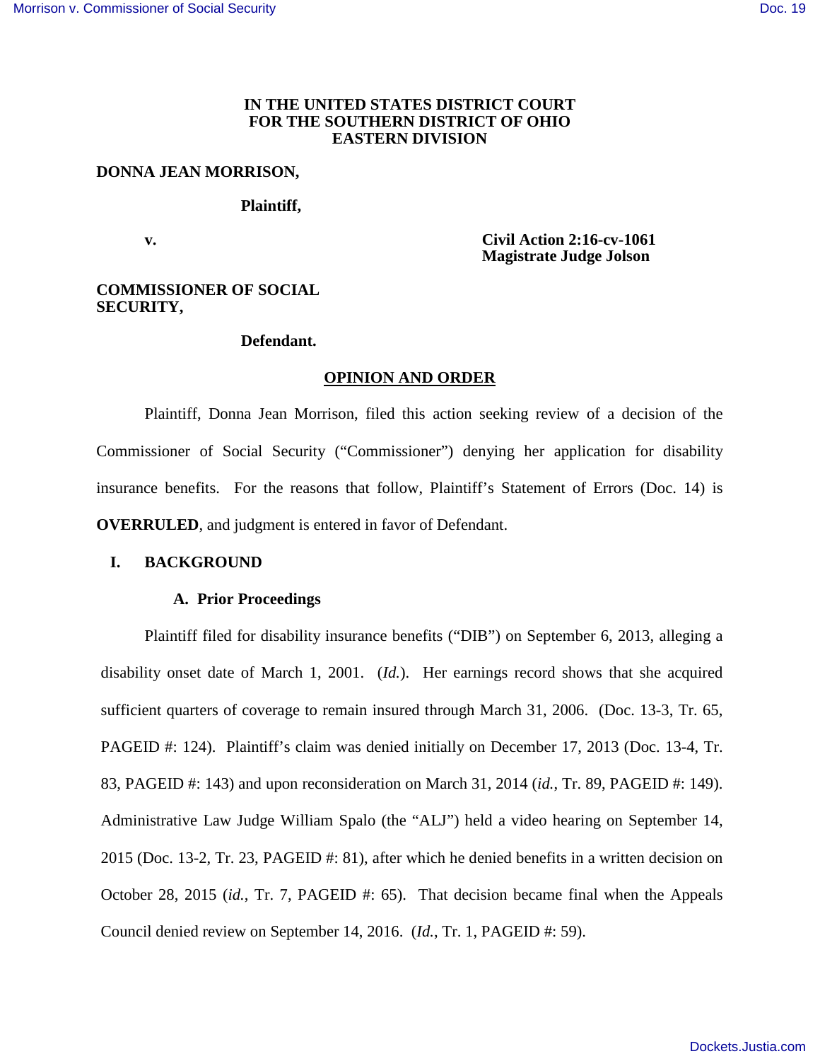# IN THE UNITED STATES DISTRICT COURT FOR THE SOUTHERN DISTRICT OF OHIO EASTERN DIVISION

**DONNA JEAN MORRISON,**

**Plaintiff,**

**v.**

**Civil Action 2:16-cv-1061**
**Magistrate Judge Jolson**

**COMMISSIONER OF SOCIAL SECURITY,**

**Defendant.**

## OPINION AND ORDER

Plaintiff, Donna Jean Morrison, filed this action seeking review of a decision of the Commissioner of Social Security ("Commissioner") denying her application for disability insurance benefits. For the reasons that follow, Plaintiff's Statement of Errors (Doc. 14) is **OVERRULED**, and judgment is entered in favor of Defendant.

## I. BACKGROUND

### A. Prior Proceedings

Plaintiff filed for disability insurance benefits ("DIB") on September 6, 2013, alleging a disability onset date of March 1, 2001. (*Id.*). Her earnings record shows that she acquired sufficient quarters of coverage to remain insured through March 31, 2006. (Doc. 13-3, Tr. 65, PAGEID #: 124). Plaintiff's claim was denied initially on December 17, 2013 (Doc. 13-4, Tr. 83, PAGEID #: 143) and upon reconsideration on March 31, 2014 (*id.*, Tr. 89, PAGEID #: 149). Administrative Law Judge William Spalo (the "ALJ") held a video hearing on September 14, 2015 (Doc. 13-2, Tr. 23, PAGEID #: 81), after which he denied benefits in a written decision on October 28, 2015 (*id.*, Tr. 7, PAGEID #: 65). That decision became final when the Appeals Council denied review on September 14, 2016. (*Id.*, Tr. 1, PAGEID #: 59).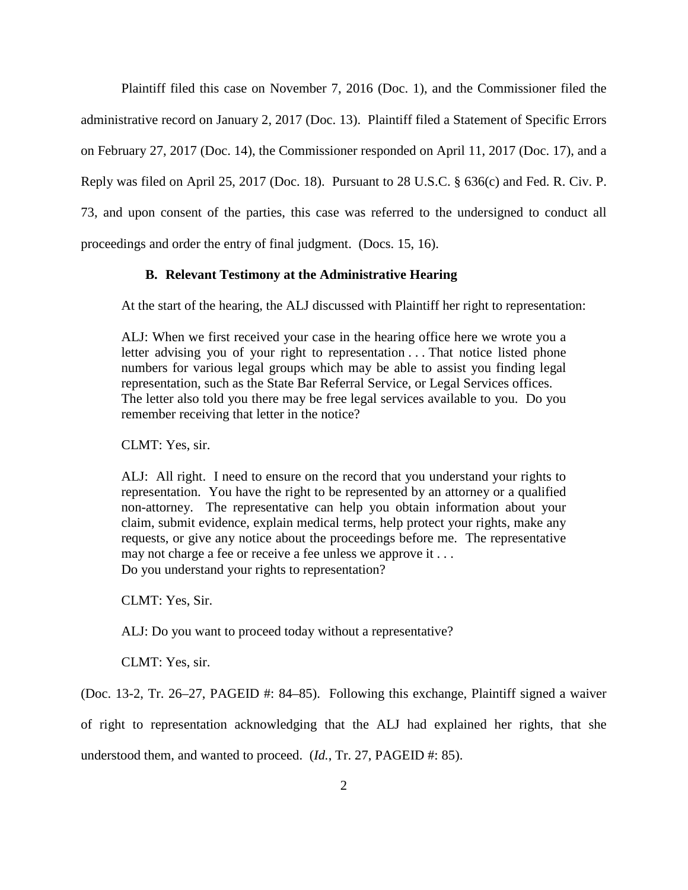Plaintiff filed this case on November 7, 2016 (Doc. 1), and the Commissioner filed the administrative record on January 2, 2017 (Doc. 13). Plaintiff filed a Statement of Specific Errors on February 27, 2017 (Doc. 14), the Commissioner responded on April 11, 2017 (Doc. 17), and a Reply was filed on April 25, 2017 (Doc. 18). Pursuant to 28 U.S.C. § 636(c) and Fed. R. Civ. P. 73, and upon consent of the parties, this case was referred to the undersigned to conduct all proceedings and order the entry of final judgment. (Docs. 15, 16).

### B. Relevant Testimony at the Administrative Hearing

At the start of the hearing, the ALJ discussed with Plaintiff her right to representation:

> ALJ: When we first received your case in the hearing office here we wrote you a letter advising you of your right to representation . . . That notice listed phone numbers for various legal groups which may be able to assist you finding legal representation, such as the State Bar Referral Service, or Legal Services offices. The letter also told you there may be free legal services available to you. Do you remember receiving that letter in the notice?
>
> CLMT: Yes, sir.
>
> ALJ: All right. I need to ensure on the record that you understand your rights to representation. You have the right to be represented by an attorney or a qualified non-attorney. The representative can help you obtain information about your claim, submit evidence, explain medical terms, help protect your rights, make any requests, or give any notice about the proceedings before me. The representative may not charge a fee or receive a fee unless we approve it . . .
> Do you understand your rights to representation?
>
> CLMT: Yes, Sir.
>
> ALJ: Do you want to proceed today without a representative?
>
> CLMT: Yes, sir.

(Doc. 13-2, Tr. 26–27, PAGEID #: 84–85). Following this exchange, Plaintiff signed a waiver of right to representation acknowledging that the ALJ had explained her rights, that she understood them, and wanted to proceed. (*Id.*, Tr. 27, PAGEID #: 85).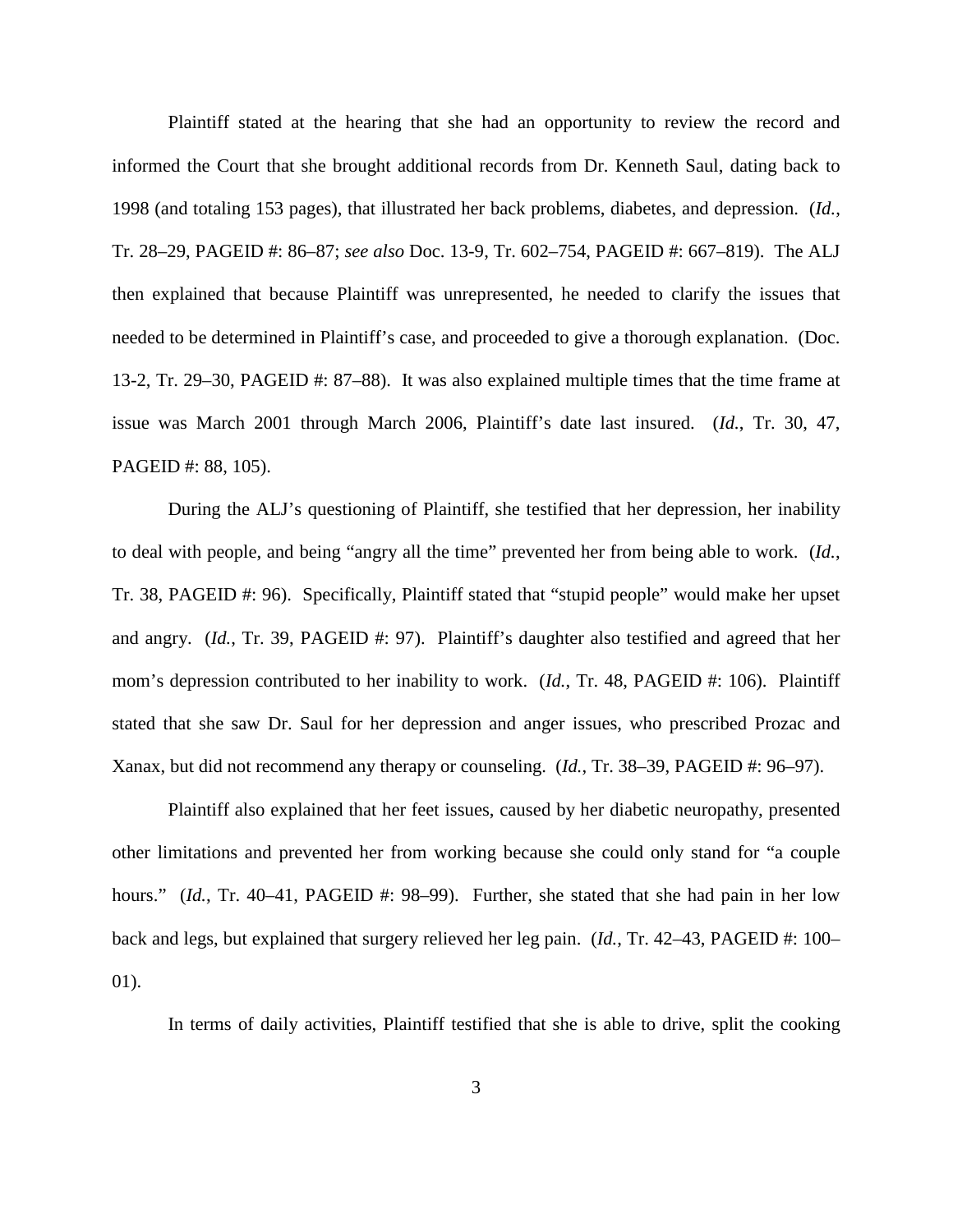Plaintiff stated at the hearing that she had an opportunity to review the record and informed the Court that she brought additional records from Dr. Kenneth Saul, dating back to 1998 (and totaling 153 pages), that illustrated her back problems, diabetes, and depression. (*Id.*, Tr. 28–29, PAGEID #: 86–87; *see also* Doc. 13-9, Tr. 602–754, PAGEID #: 667–819). The ALJ then explained that because Plaintiff was unrepresented, he needed to clarify the issues that needed to be determined in Plaintiff's case, and proceeded to give a thorough explanation. (Doc. 13-2, Tr. 29–30, PAGEID #: 87–88). It was also explained multiple times that the time frame at issue was March 2001 through March 2006, Plaintiff's date last insured. (*Id.*, Tr. 30, 47, PAGEID #: 88, 105).

During the ALJ's questioning of Plaintiff, she testified that her depression, her inability to deal with people, and being "angry all the time" prevented her from being able to work. (*Id.*, Tr. 38, PAGEID #: 96). Specifically, Plaintiff stated that "stupid people" would make her upset and angry. (*Id.*, Tr. 39, PAGEID #: 97). Plaintiff's daughter also testified and agreed that her mom's depression contributed to her inability to work. (*Id.*, Tr. 48, PAGEID #: 106). Plaintiff stated that she saw Dr. Saul for her depression and anger issues, who prescribed Prozac and Xanax, but did not recommend any therapy or counseling. (*Id.*, Tr. 38–39, PAGEID #: 96–97).

Plaintiff also explained that her feet issues, caused by her diabetic neuropathy, presented other limitations and prevented her from working because she could only stand for "a couple hours." (*Id.*, Tr. 40–41, PAGEID #: 98–99). Further, she stated that she had pain in her low back and legs, but explained that surgery relieved her leg pain. (*Id.*, Tr. 42–43, PAGEID #: 100–01).

In terms of daily activities, Plaintiff testified that she is able to drive, split the cooking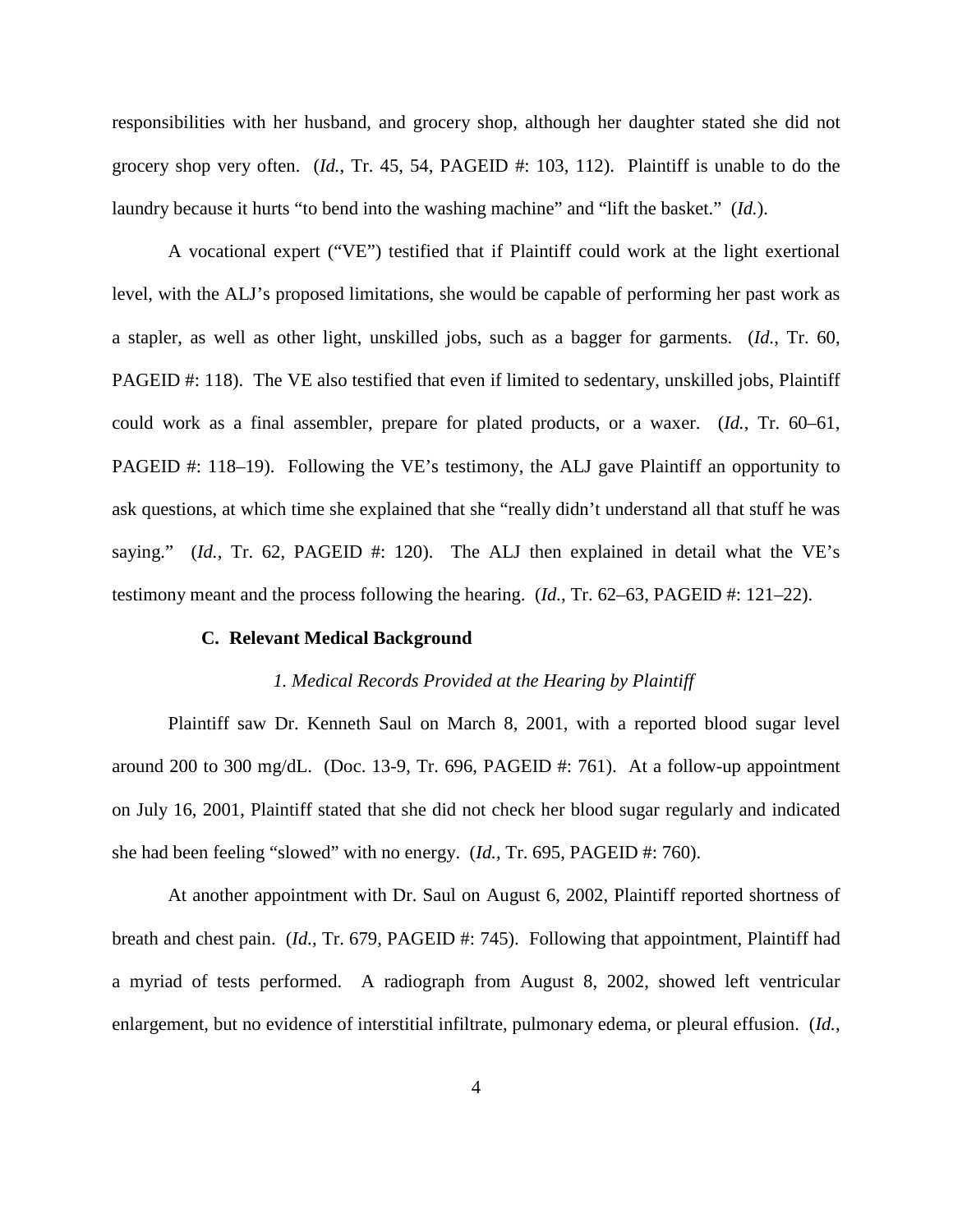responsibilities with her husband, and grocery shop, although her daughter stated she did not grocery shop very often. (*Id.*, Tr. 45, 54, PAGEID #: 103, 112). Plaintiff is unable to do the laundry because it hurts "to bend into the washing machine" and "lift the basket." (*Id.*).

A vocational expert ("VE") testified that if Plaintiff could work at the light exertional level, with the ALJ's proposed limitations, she would be capable of performing her past work as a stapler, as well as other light, unskilled jobs, such as a bagger for garments. (*Id.*, Tr. 60, PAGEID #: 118). The VE also testified that even if limited to sedentary, unskilled jobs, Plaintiff could work as a final assembler, prepare for plated products, or a waxer. (*Id.*, Tr. 60–61, PAGEID #: 118–19). Following the VE's testimony, the ALJ gave Plaintiff an opportunity to ask questions, at which time she explained that she "really didn't understand all that stuff he was saying." (*Id.*, Tr. 62, PAGEID #: 120). The ALJ then explained in detail what the VE's testimony meant and the process following the hearing. (*Id.*, Tr. 62–63, PAGEID #: 121–22).

### C. Relevant Medical Background

*1. Medical Records Provided at the Hearing by Plaintiff*

Plaintiff saw Dr. Kenneth Saul on March 8, 2001, with a reported blood sugar level around 200 to 300 mg/dL. (Doc. 13-9, Tr. 696, PAGEID #: 761). At a follow-up appointment on July 16, 2001, Plaintiff stated that she did not check her blood sugar regularly and indicated she had been feeling "slowed" with no energy. (*Id.*, Tr. 695, PAGEID #: 760).

At another appointment with Dr. Saul on August 6, 2002, Plaintiff reported shortness of breath and chest pain. (*Id.*, Tr. 679, PAGEID #: 745). Following that appointment, Plaintiff had a myriad of tests performed. A radiograph from August 8, 2002, showed left ventricular enlargement, but no evidence of interstitial infiltrate, pulmonary edema, or pleural effusion. (*Id.*,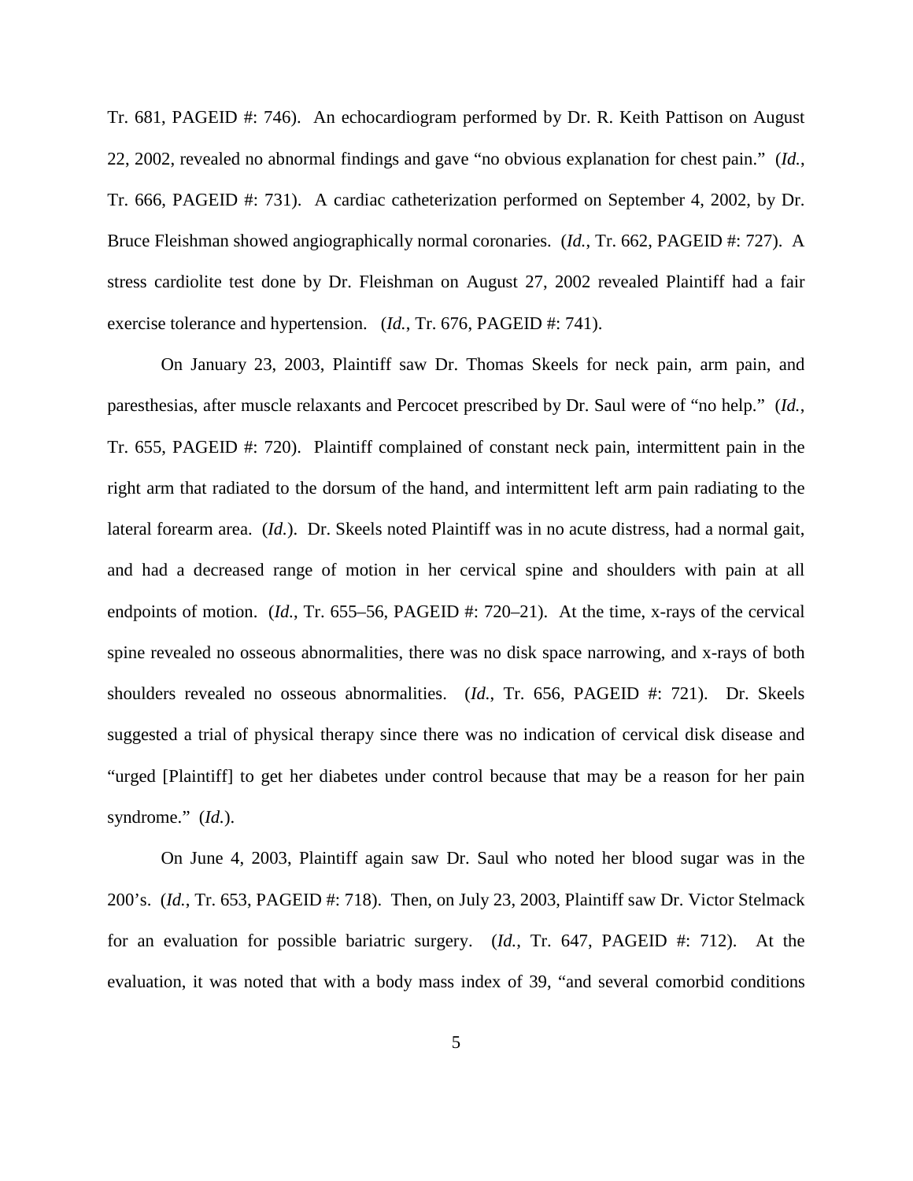Tr. 681, PAGEID #: 746). An echocardiogram performed by Dr. R. Keith Pattison on August 22, 2002, revealed no abnormal findings and gave "no obvious explanation for chest pain." (*Id.*, Tr. 666, PAGEID #: 731). A cardiac catheterization performed on September 4, 2002, by Dr. Bruce Fleishman showed angiographically normal coronaries. (*Id.*, Tr. 662, PAGEID #: 727). A stress cardiolite test done by Dr. Fleishman on August 27, 2002 revealed Plaintiff had a fair exercise tolerance and hypertension. (*Id.*, Tr. 676, PAGEID #: 741).

On January 23, 2003, Plaintiff saw Dr. Thomas Skeels for neck pain, arm pain, and paresthesias, after muscle relaxants and Percocet prescribed by Dr. Saul were of "no help." (*Id.*, Tr. 655, PAGEID #: 720). Plaintiff complained of constant neck pain, intermittent pain in the right arm that radiated to the dorsum of the hand, and intermittent left arm pain radiating to the lateral forearm area. (*Id.*). Dr. Skeels noted Plaintiff was in no acute distress, had a normal gait, and had a decreased range of motion in her cervical spine and shoulders with pain at all endpoints of motion. (*Id.*, Tr. 655–56, PAGEID #: 720–21). At the time, x-rays of the cervical spine revealed no osseous abnormalities, there was no disk space narrowing, and x-rays of both shoulders revealed no osseous abnormalities. (*Id.*, Tr. 656, PAGEID #: 721). Dr. Skeels suggested a trial of physical therapy since there was no indication of cervical disk disease and "urged [Plaintiff] to get her diabetes under control because that may be a reason for her pain syndrome." (*Id.*).

On June 4, 2003, Plaintiff again saw Dr. Saul who noted her blood sugar was in the 200's. (*Id.*, Tr. 653, PAGEID #: 718). Then, on July 23, 2003, Plaintiff saw Dr. Victor Stelmack for an evaluation for possible bariatric surgery. (*Id.*, Tr. 647, PAGEID #: 712). At the evaluation, it was noted that with a body mass index of 39, "and several comorbid conditions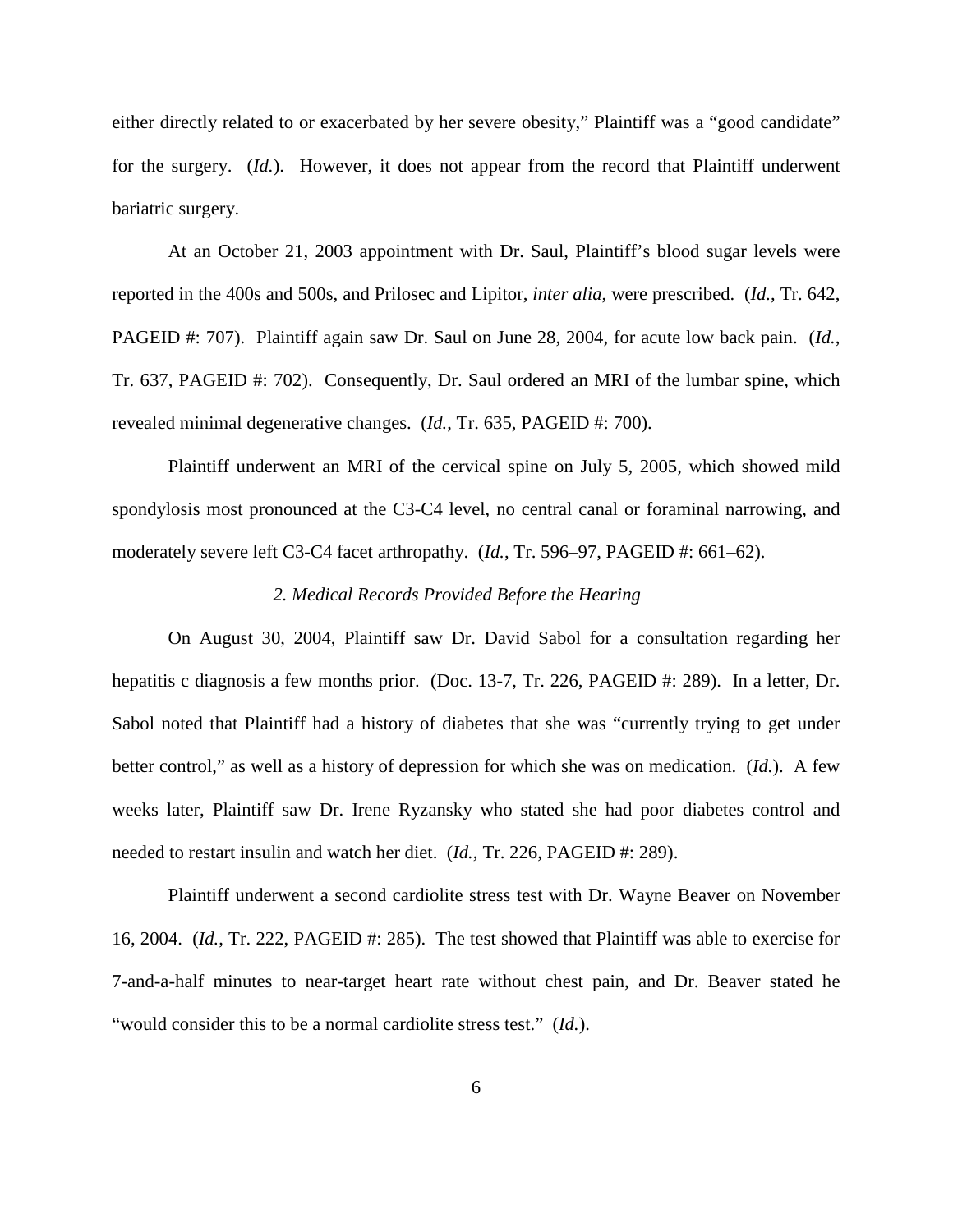either directly related to or exacerbated by her severe obesity," Plaintiff was a "good candidate" for the surgery. (*Id.*). However, it does not appear from the record that Plaintiff underwent bariatric surgery.

At an October 21, 2003 appointment with Dr. Saul, Plaintiff's blood sugar levels were reported in the 400s and 500s, and Prilosec and Lipitor, *inter alia*, were prescribed. (*Id.*, Tr. 642, PAGEID #: 707). Plaintiff again saw Dr. Saul on June 28, 2004, for acute low back pain. (*Id.*, Tr. 637, PAGEID #: 702). Consequently, Dr. Saul ordered an MRI of the lumbar spine, which revealed minimal degenerative changes. (*Id.*, Tr. 635, PAGEID #: 700).

Plaintiff underwent an MRI of the cervical spine on July 5, 2005, which showed mild spondylosis most pronounced at the C3-C4 level, no central canal or foraminal narrowing, and moderately severe left C3-C4 facet arthropathy. (*Id.*, Tr. 596–97, PAGEID #: 661–62).

*2. Medical Records Provided Before the Hearing*

On August 30, 2004, Plaintiff saw Dr. David Sabol for a consultation regarding her hepatitis c diagnosis a few months prior. (Doc. 13-7, Tr. 226, PAGEID #: 289). In a letter, Dr. Sabol noted that Plaintiff had a history of diabetes that she was "currently trying to get under better control," as well as a history of depression for which she was on medication. (*Id.*). A few weeks later, Plaintiff saw Dr. Irene Ryzansky who stated she had poor diabetes control and needed to restart insulin and watch her diet. (*Id.*, Tr. 226, PAGEID #: 289).

Plaintiff underwent a second cardiolite stress test with Dr. Wayne Beaver on November 16, 2004. (*Id.*, Tr. 222, PAGEID #: 285). The test showed that Plaintiff was able to exercise for 7-and-a-half minutes to near-target heart rate without chest pain, and Dr. Beaver stated he "would consider this to be a normal cardiolite stress test." (*Id.*).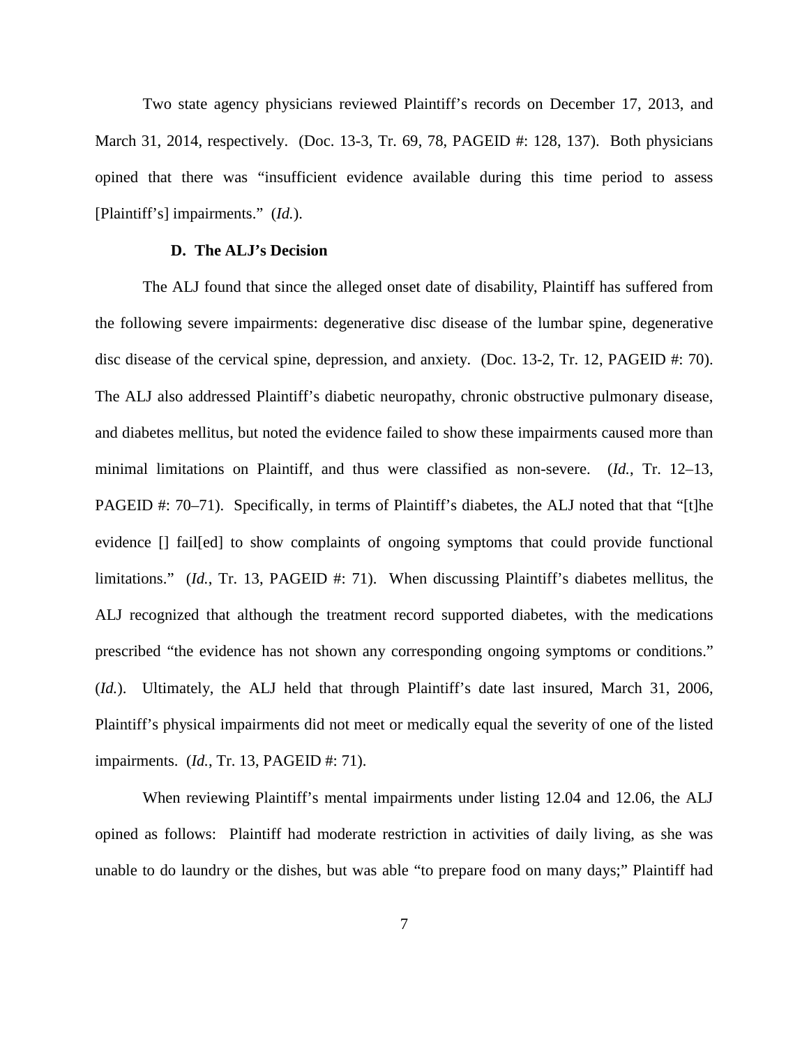Two state agency physicians reviewed Plaintiff's records on December 17, 2013, and March 31, 2014, respectively. (Doc. 13-3, Tr. 69, 78, PAGEID #: 128, 137). Both physicians opined that there was "insufficient evidence available during this time period to assess [Plaintiff's] impairments." (*Id.*).

**D. The ALJ's Decision**

The ALJ found that since the alleged onset date of disability, Plaintiff has suffered from the following severe impairments: degenerative disc disease of the lumbar spine, degenerative disc disease of the cervical spine, depression, and anxiety. (Doc. 13-2, Tr. 12, PAGEID #: 70). The ALJ also addressed Plaintiff's diabetic neuropathy, chronic obstructive pulmonary disease, and diabetes mellitus, but noted the evidence failed to show these impairments caused more than minimal limitations on Plaintiff, and thus were classified as non-severe. (*Id.*, Tr. 12–13, PAGEID #: 70–71). Specifically, in terms of Plaintiff's diabetes, the ALJ noted that that "[t]he evidence [] fail[ed] to show complaints of ongoing symptoms that could provide functional limitations." (*Id.*, Tr. 13, PAGEID #: 71). When discussing Plaintiff's diabetes mellitus, the ALJ recognized that although the treatment record supported diabetes, with the medications prescribed "the evidence has not shown any corresponding ongoing symptoms or conditions." (*Id.*). Ultimately, the ALJ held that through Plaintiff's date last insured, March 31, 2006, Plaintiff's physical impairments did not meet or medically equal the severity of one of the listed impairments. (*Id.*, Tr. 13, PAGEID #: 71).

When reviewing Plaintiff's mental impairments under listing 12.04 and 12.06, the ALJ opined as follows: Plaintiff had moderate restriction in activities of daily living, as she was unable to do laundry or the dishes, but was able "to prepare food on many days;" Plaintiff had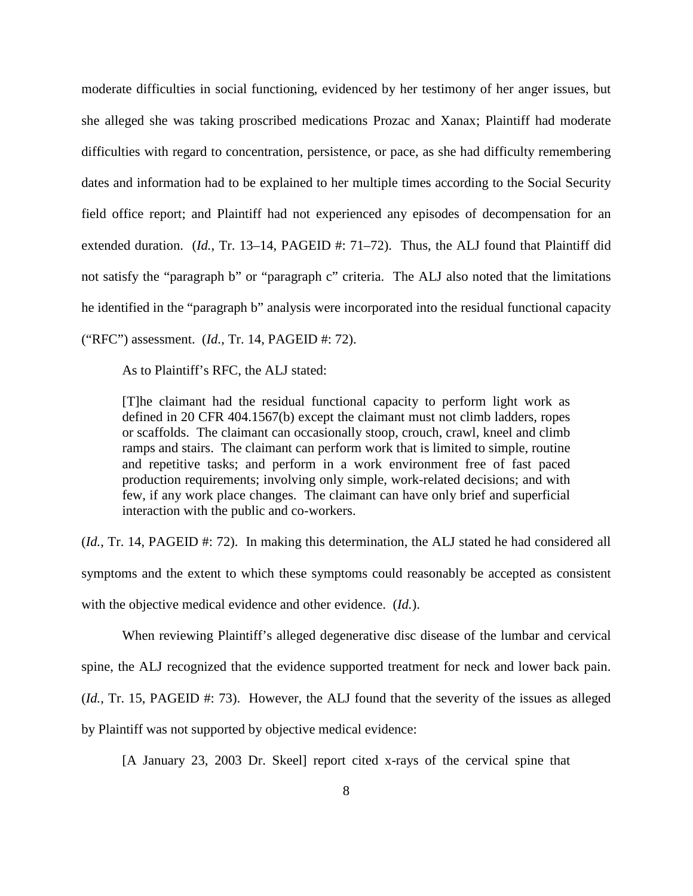moderate difficulties in social functioning, evidenced by her testimony of her anger issues, but she alleged she was taking proscribed medications Prozac and Xanax; Plaintiff had moderate difficulties with regard to concentration, persistence, or pace, as she had difficulty remembering dates and information had to be explained to her multiple times according to the Social Security field office report; and Plaintiff had not experienced any episodes of decompensation for an extended duration. (*Id.*, Tr. 13–14, PAGEID #: 71–72). Thus, the ALJ found that Plaintiff did not satisfy the "paragraph b" or "paragraph c" criteria. The ALJ also noted that the limitations he identified in the "paragraph b" analysis were incorporated into the residual functional capacity ("RFC") assessment. (*Id.*, Tr. 14, PAGEID #: 72).

As to Plaintiff's RFC, the ALJ stated:

> [T]he claimant had the residual functional capacity to perform light work as defined in 20 CFR 404.1567(b) except the claimant must not climb ladders, ropes or scaffolds. The claimant can occasionally stoop, crouch, crawl, kneel and climb ramps and stairs. The claimant can perform work that is limited to simple, routine and repetitive tasks; and perform in a work environment free of fast paced production requirements; involving only simple, work-related decisions; and with few, if any work place changes. The claimant can have only brief and superficial interaction with the public and co-workers.

(*Id.*, Tr. 14, PAGEID #: 72). In making this determination, the ALJ stated he had considered all symptoms and the extent to which these symptoms could reasonably be accepted as consistent with the objective medical evidence and other evidence. (*Id.*).

When reviewing Plaintiff's alleged degenerative disc disease of the lumbar and cervical spine, the ALJ recognized that the evidence supported treatment for neck and lower back pain. (*Id.*, Tr. 15, PAGEID #: 73). However, the ALJ found that the severity of the issues as alleged by Plaintiff was not supported by objective medical evidence:

> [A January 23, 2003 Dr. Skeel] report cited x-rays of the cervical spine that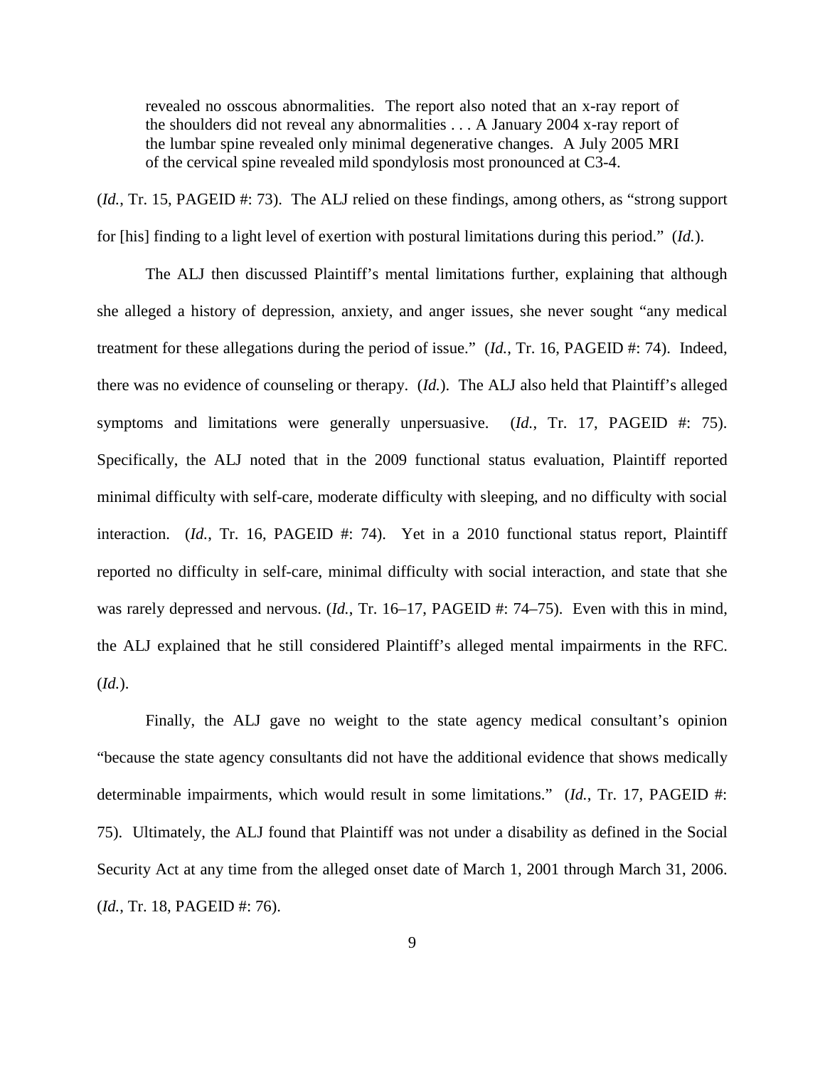> revealed no osscous abnormalities. The report also noted that an x-ray report of the shoulders did not reveal any abnormalities . . . A January 2004 x-ray report of the lumbar spine revealed only minimal degenerative changes. A July 2005 MRI of the cervical spine revealed mild spondylosis most pronounced at C3-4.

(*Id.*, Tr. 15, PAGEID #: 73). The ALJ relied on these findings, among others, as "strong support for [his] finding to a light level of exertion with postural limitations during this period." (*Id.*).

The ALJ then discussed Plaintiff's mental limitations further, explaining that although she alleged a history of depression, anxiety, and anger issues, she never sought "any medical treatment for these allegations during the period of issue." (*Id.*, Tr. 16, PAGEID #: 74). Indeed, there was no evidence of counseling or therapy. (*Id.*). The ALJ also held that Plaintiff's alleged symptoms and limitations were generally unpersuasive. (*Id.*, Tr. 17, PAGEID #: 75). Specifically, the ALJ noted that in the 2009 functional status evaluation, Plaintiff reported minimal difficulty with self-care, moderate difficulty with sleeping, and no difficulty with social interaction. (*Id.*, Tr. 16, PAGEID #: 74). Yet in a 2010 functional status report, Plaintiff reported no difficulty in self-care, minimal difficulty with social interaction, and state that she was rarely depressed and nervous. (*Id.*, Tr. 16–17, PAGEID #: 74–75). Even with this in mind, the ALJ explained that he still considered Plaintiff's alleged mental impairments in the RFC. (*Id.*).

Finally, the ALJ gave no weight to the state agency medical consultant's opinion "because the state agency consultants did not have the additional evidence that shows medically determinable impairments, which would result in some limitations." (*Id.*, Tr. 17, PAGEID #: 75). Ultimately, the ALJ found that Plaintiff was not under a disability as defined in the Social Security Act at any time from the alleged onset date of March 1, 2001 through March 31, 2006. (*Id.*, Tr. 18, PAGEID #: 76).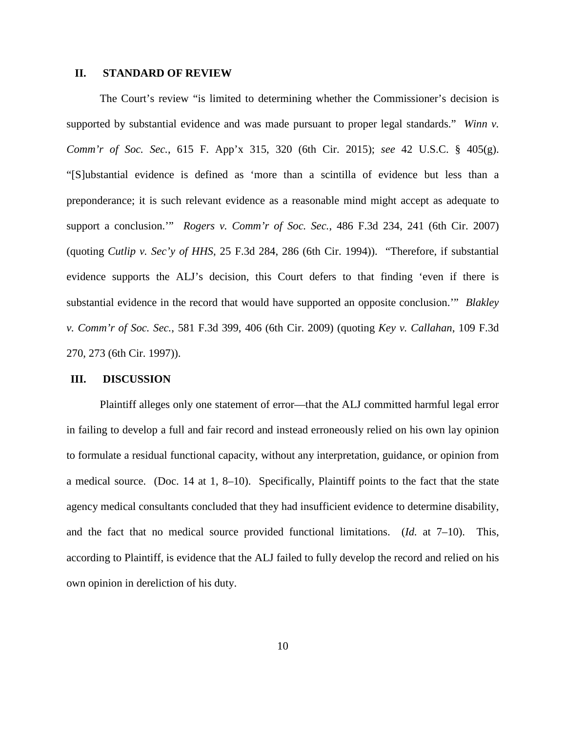## II. STANDARD OF REVIEW

The Court's review "is limited to determining whether the Commissioner's decision is supported by substantial evidence and was made pursuant to proper legal standards." *Winn v. Comm'r of Soc. Sec.*, 615 F. App'x 315, 320 (6th Cir. 2015); *see* 42 U.S.C. § 405(g). "[S]ubstantial evidence is defined as 'more than a scintilla of evidence but less than a preponderance; it is such relevant evidence as a reasonable mind might accept as adequate to support a conclusion.'" *Rogers v. Comm'r of Soc. Sec.*, 486 F.3d 234, 241 (6th Cir. 2007) (quoting *Cutlip v. Sec'y of HHS*, 25 F.3d 284, 286 (6th Cir. 1994)). "Therefore, if substantial evidence supports the ALJ's decision, this Court defers to that finding 'even if there is substantial evidence in the record that would have supported an opposite conclusion.'" *Blakley v. Comm'r of Soc. Sec.*, 581 F.3d 399, 406 (6th Cir. 2009) (quoting *Key v. Callahan*, 109 F.3d 270, 273 (6th Cir. 1997)).

## III. DISCUSSION

Plaintiff alleges only one statement of error—that the ALJ committed harmful legal error in failing to develop a full and fair record and instead erroneously relied on his own lay opinion to formulate a residual functional capacity, without any interpretation, guidance, or opinion from a medical source. (Doc. 14 at 1, 8–10). Specifically, Plaintiff points to the fact that the state agency medical consultants concluded that they had insufficient evidence to determine disability, and the fact that no medical source provided functional limitations. (*Id.* at 7–10). This, according to Plaintiff, is evidence that the ALJ failed to fully develop the record and relied on his own opinion in dereliction of his duty.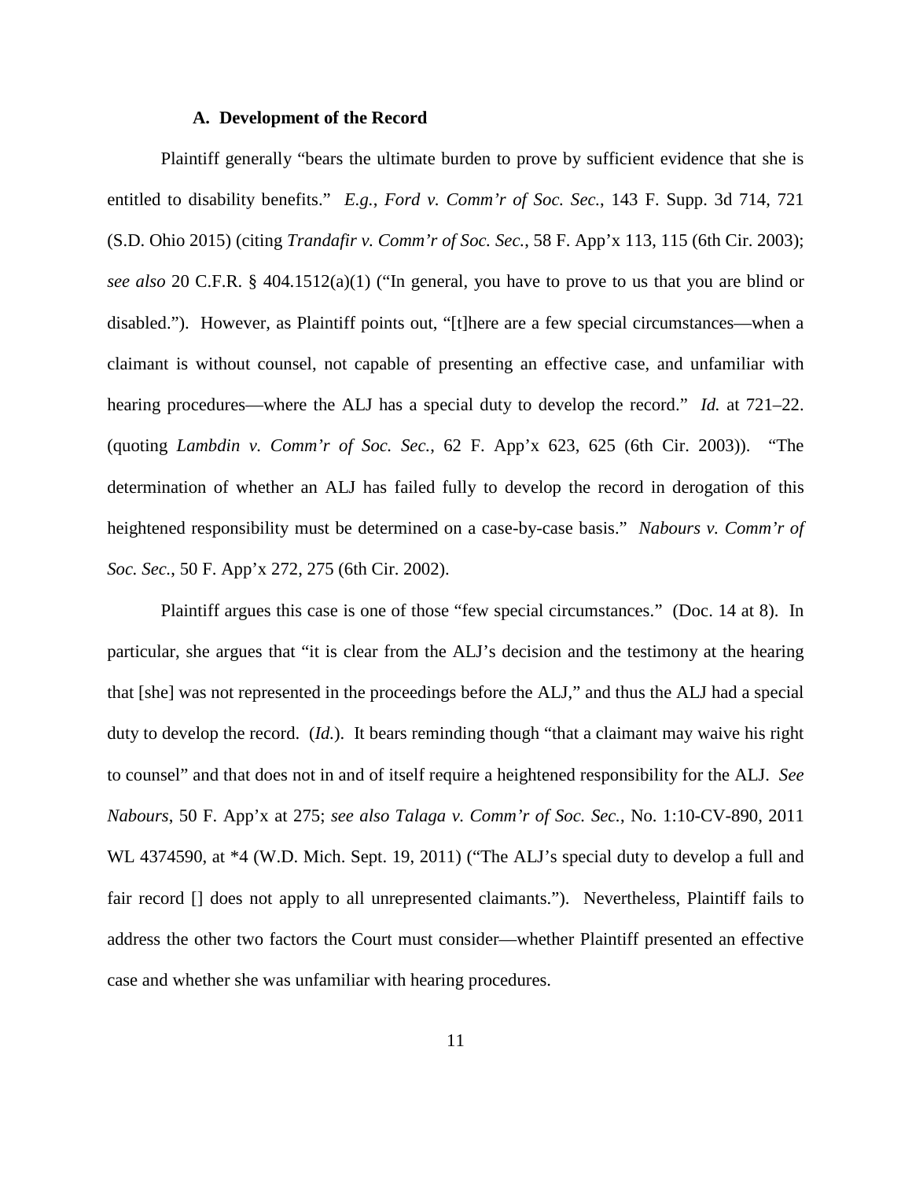### A. Development of the Record

Plaintiff generally "bears the ultimate burden to prove by sufficient evidence that she is entitled to disability benefits." *E.g.*, *Ford v. Comm'r of Soc. Sec.*, 143 F. Supp. 3d 714, 721 (S.D. Ohio 2015) (citing *Trandafir v. Comm'r of Soc. Sec.*, 58 F. App'x 113, 115 (6th Cir. 2003); *see also* 20 C.F.R. § 404.1512(a)(1) ("In general, you have to prove to us that you are blind or disabled."). However, as Plaintiff points out, "[t]here are a few special circumstances—when a claimant is without counsel, not capable of presenting an effective case, and unfamiliar with hearing procedures—where the ALJ has a special duty to develop the record." *Id.* at 721–22. (quoting *Lambdin v. Comm'r of Soc. Sec.*, 62 F. App'x 623, 625 (6th Cir. 2003)). "The determination of whether an ALJ has failed fully to develop the record in derogation of this heightened responsibility must be determined on a case-by-case basis." *Nabours v. Comm'r of Soc. Sec.*, 50 F. App'x 272, 275 (6th Cir. 2002).

Plaintiff argues this case is one of those "few special circumstances." (Doc. 14 at 8). In particular, she argues that "it is clear from the ALJ's decision and the testimony at the hearing that [she] was not represented in the proceedings before the ALJ," and thus the ALJ had a special duty to develop the record. (*Id.*). It bears reminding though "that a claimant may waive his right to counsel" and that does not in and of itself require a heightened responsibility for the ALJ. *See Nabours*, 50 F. App'x at 275; *see also Talaga v. Comm'r of Soc. Sec.*, No. 1:10-CV-890, 2011 WL 4374590, at *4 (W.D. Mich. Sept. 19, 2011) ("The ALJ's special duty to develop a full and fair record [] does not apply to all unrepresented claimants."). Nevertheless, Plaintiff fails to address the other two factors the Court must consider—whether Plaintiff presented an effective case and whether she was unfamiliar with hearing procedures.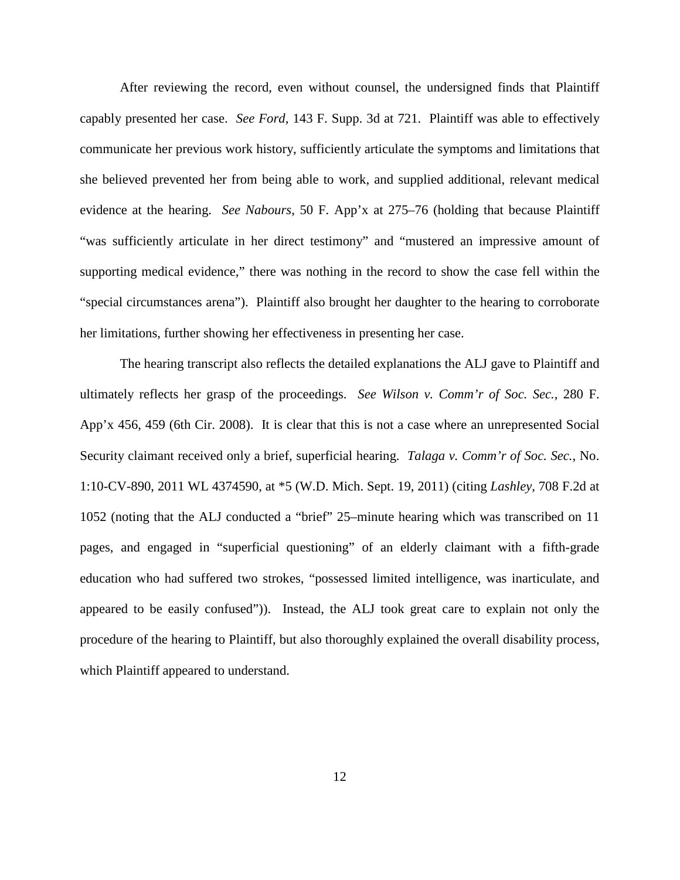After reviewing the record, even without counsel, the undersigned finds that Plaintiff capably presented her case. *See Ford*, 143 F. Supp. 3d at 721. Plaintiff was able to effectively communicate her previous work history, sufficiently articulate the symptoms and limitations that she believed prevented her from being able to work, and supplied additional, relevant medical evidence at the hearing. *See Nabours*, 50 F. App'x at 275–76 (holding that because Plaintiff "was sufficiently articulate in her direct testimony" and "mustered an impressive amount of supporting medical evidence," there was nothing in the record to show the case fell within the "special circumstances arena"). Plaintiff also brought her daughter to the hearing to corroborate her limitations, further showing her effectiveness in presenting her case.

The hearing transcript also reflects the detailed explanations the ALJ gave to Plaintiff and ultimately reflects her grasp of the proceedings. *See Wilson v. Comm'r of Soc. Sec.*, 280 F. App'x 456, 459 (6th Cir. 2008). It is clear that this is not a case where an unrepresented Social Security claimant received only a brief, superficial hearing. *Talaga v. Comm'r of Soc. Sec.*, No. 1:10-CV-890, 2011 WL 4374590, at *5 (W.D. Mich. Sept. 19, 2011) (citing *Lashley*, 708 F.2d at 1052 (noting that the ALJ conducted a "brief" 25–minute hearing which was transcribed on 11 pages, and engaged in "superficial questioning" of an elderly claimant with a fifth-grade education who had suffered two strokes, "possessed limited intelligence, was inarticulate, and appeared to be easily confused")). Instead, the ALJ took great care to explain not only the procedure of the hearing to Plaintiff, but also thoroughly explained the overall disability process, which Plaintiff appeared to understand.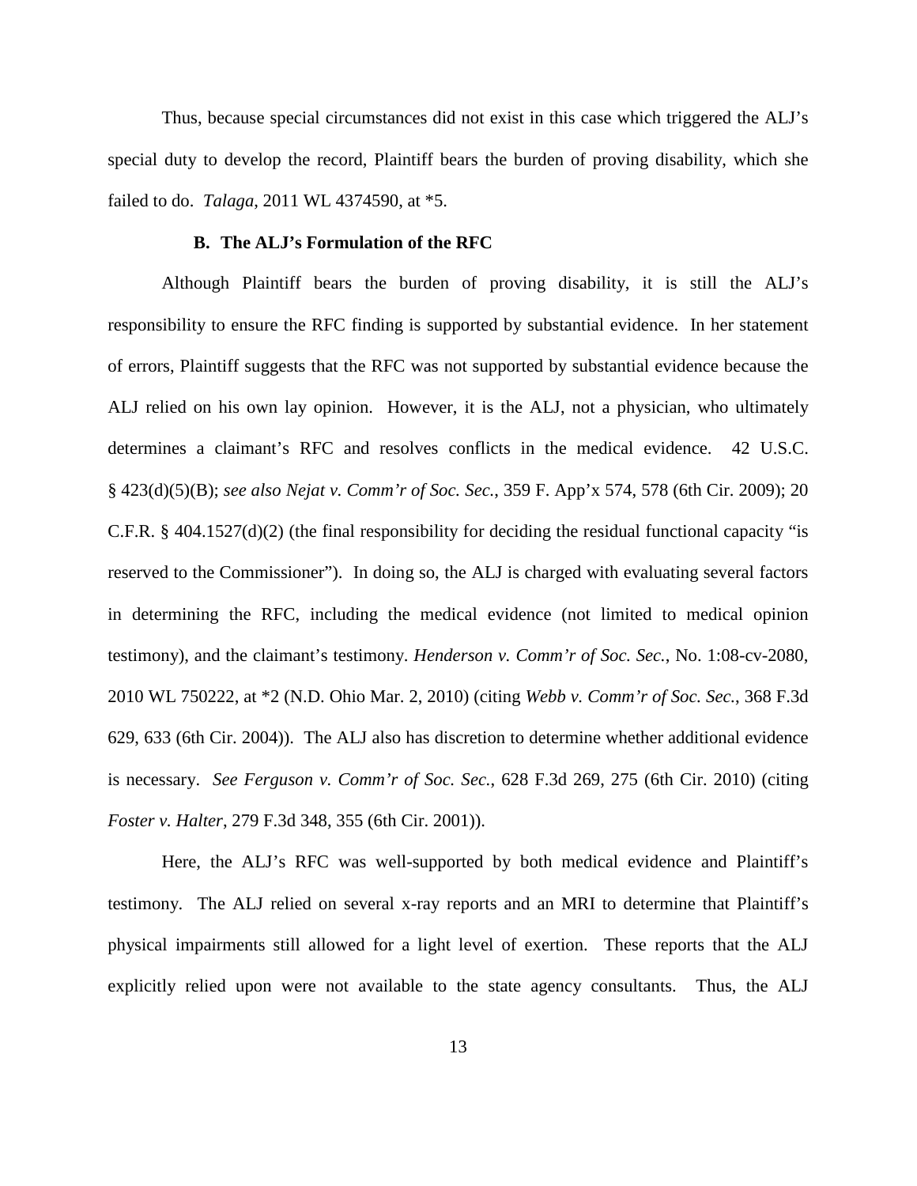Thus, because special circumstances did not exist in this case which triggered the ALJ's special duty to develop the record, Plaintiff bears the burden of proving disability, which she failed to do. *Talaga*, 2011 WL 4374590, at *5.

### B. The ALJ's Formulation of the RFC

Although Plaintiff bears the burden of proving disability, it is still the ALJ's responsibility to ensure the RFC finding is supported by substantial evidence. In her statement of errors, Plaintiff suggests that the RFC was not supported by substantial evidence because the ALJ relied on his own lay opinion. However, it is the ALJ, not a physician, who ultimately determines a claimant's RFC and resolves conflicts in the medical evidence. 42 U.S.C. § 423(d)(5)(B); *see also Nejat v. Comm'r of Soc. Sec.*, 359 F. App'x 574, 578 (6th Cir. 2009); 20 C.F.R. § 404.1527(d)(2) (the final responsibility for deciding the residual functional capacity "is reserved to the Commissioner"). In doing so, the ALJ is charged with evaluating several factors in determining the RFC, including the medical evidence (not limited to medical opinion testimony), and the claimant's testimony. *Henderson v. Comm'r of Soc. Sec.*, No. 1:08-cv-2080, 2010 WL 750222, at *2 (N.D. Ohio Mar. 2, 2010) (citing *Webb v. Comm'r of Soc. Sec.*, 368 F.3d 629, 633 (6th Cir. 2004)). The ALJ also has discretion to determine whether additional evidence is necessary. *See Ferguson v. Comm'r of Soc. Sec.*, 628 F.3d 269, 275 (6th Cir. 2010) (citing *Foster v. Halter*, 279 F.3d 348, 355 (6th Cir. 2001)).

Here, the ALJ's RFC was well-supported by both medical evidence and Plaintiff's testimony. The ALJ relied on several x-ray reports and an MRI to determine that Plaintiff's physical impairments still allowed for a light level of exertion. These reports that the ALJ explicitly relied upon were not available to the state agency consultants. Thus, the ALJ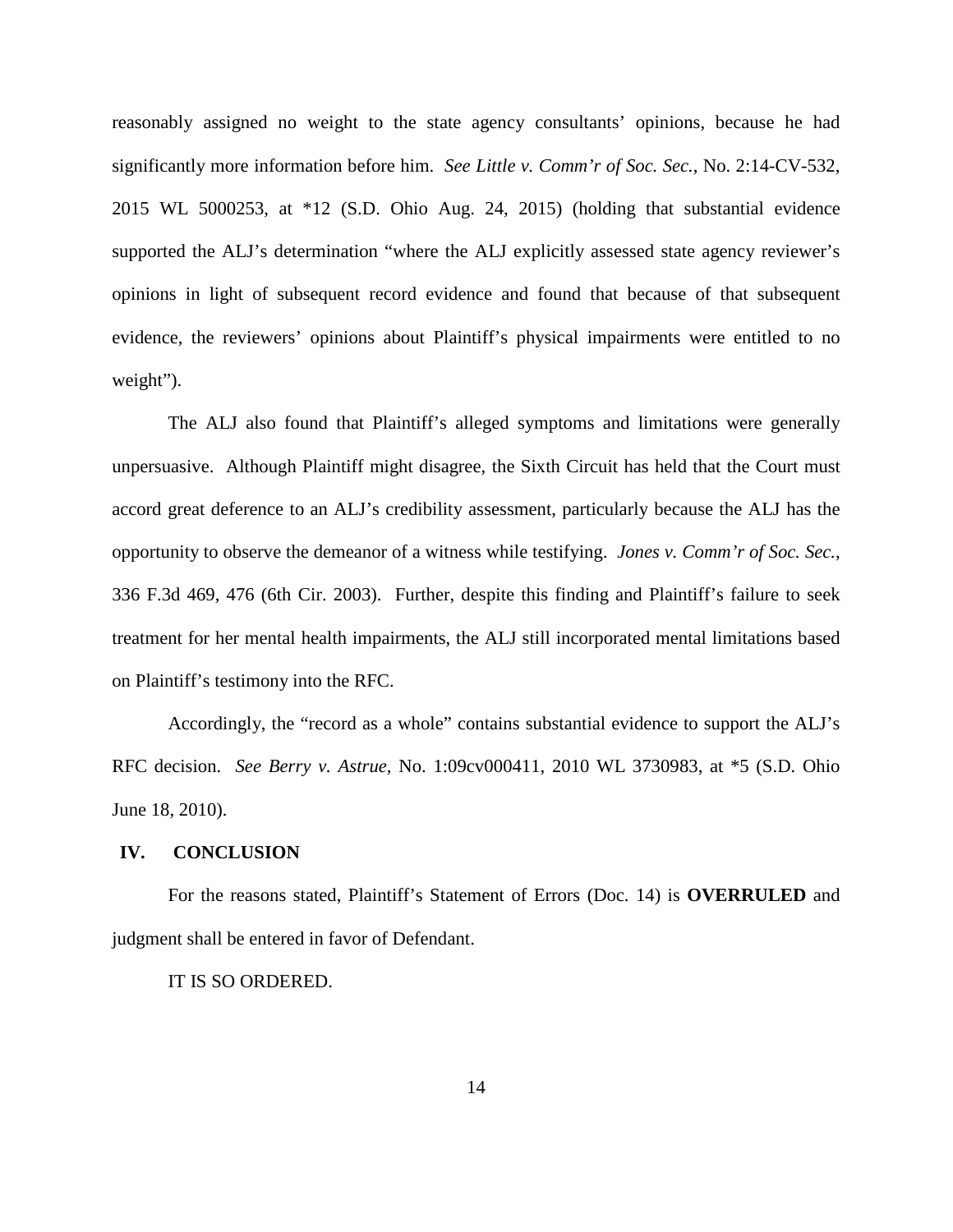reasonably assigned no weight to the state agency consultants' opinions, because he had significantly more information before him. *See Little v. Comm'r of Soc. Sec.*, No. 2:14-CV-532, 2015 WL 5000253, at *12 (S.D. Ohio Aug. 24, 2015) (holding that substantial evidence supported the ALJ's determination "where the ALJ explicitly assessed state agency reviewer's opinions in light of subsequent record evidence and found that because of that subsequent evidence, the reviewers' opinions about Plaintiff's physical impairments were entitled to no weight").

The ALJ also found that Plaintiff's alleged symptoms and limitations were generally unpersuasive. Although Plaintiff might disagree, the Sixth Circuit has held that the Court must accord great deference to an ALJ's credibility assessment, particularly because the ALJ has the opportunity to observe the demeanor of a witness while testifying. *Jones v. Comm'r of Soc. Sec.*, 336 F.3d 469, 476 (6th Cir. 2003). Further, despite this finding and Plaintiff's failure to seek treatment for her mental health impairments, the ALJ still incorporated mental limitations based on Plaintiff's testimony into the RFC.

Accordingly, the "record as a whole" contains substantial evidence to support the ALJ's RFC decision. *See Berry v. Astrue*, No. 1:09cv000411, 2010 WL 3730983, at *5 (S.D. Ohio June 18, 2010).

## IV. CONCLUSION

For the reasons stated, Plaintiff's Statement of Errors (Doc. 14) is **OVERRULED** and judgment shall be entered in favor of Defendant.

IT IS SO ORDERED.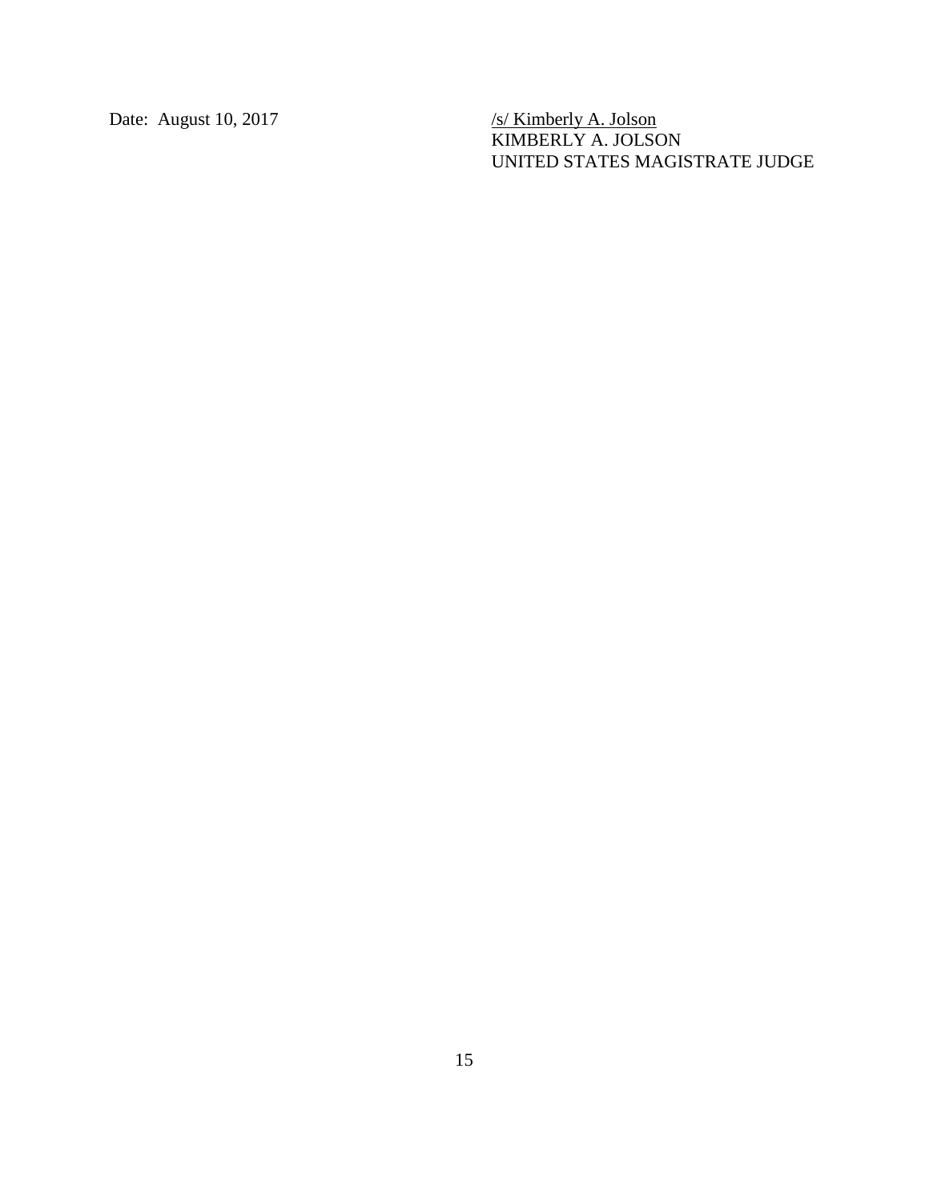Date: August 10, 2017

/s/ Kimberly A. Jolson
KIMBERLY A. JOLSON
UNITED STATES MAGISTRATE JUDGE